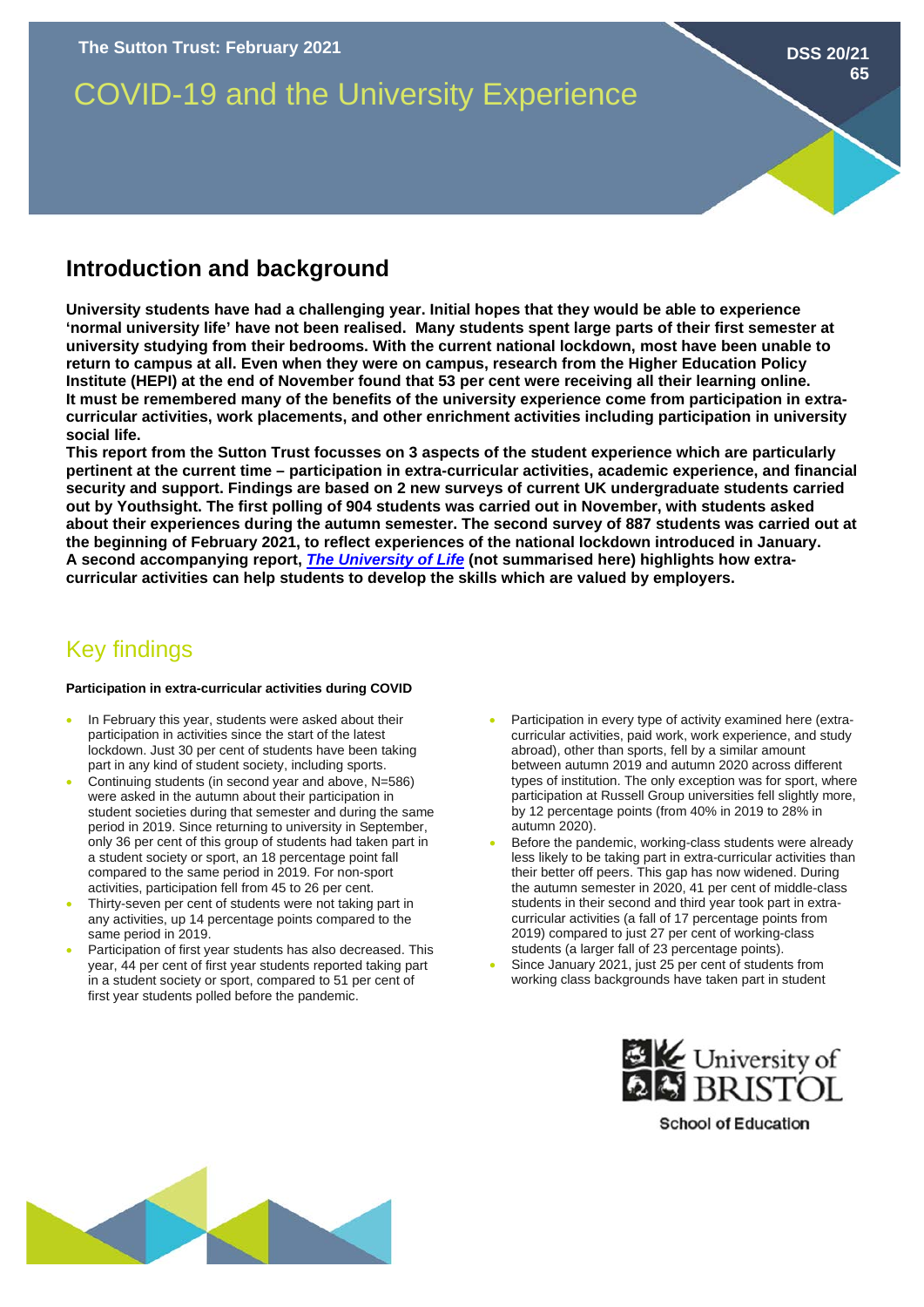The Sutton Trust: February 2021

DSS 20/21 65

# COVID-19 and the University Experience

## Introduction and background

**University students have had a challenging year. Initial hopes that they would be able to experience 'normal university life' have not been realised. Many students spent large parts of their first semester at university studying from their bedrooms. With the current national lockdown, most have been unable to return to campus at all. Even when they were on campus, research from the Higher Education Policy Institute (HEPI) at the end of November found that 53 per cent were receiving all their learning online. It must be remembered many of the benefits of the university experience come from participation in extra-curricular activities, work placements, and other enrichment activities including participation in university social life.**

**This report from the Sutton Trust focusses on 3 aspects of the student experience which are particularly pertinent at the current time – participation in extra-curricular activities, academic experience, and financial security and support. Findings are based on 2 new surveys of current UK undergraduate students carried out by Youthsight. The first polling of 904 students was carried out in November, with students asked about their experiences during the autumn semester. The second survey of 887 students was carried out at the beginning of February 2021, to reflect experiences of the national lockdown introduced in January. A second accompanying report, *The University of Life* (not summarised here) highlights how extra-curricular activities can help students to develop the skills which are valued by employers.**

## Key findings

**Participation in extra-curricular activities during COVID**

- In February this year, students were asked about their participation in activities since the start of the latest lockdown. Just 30 per cent of students have been taking part in any kind of student society, including sports.
- Continuing students (in second year and above, N=586) were asked in the autumn about their participation in student societies during that semester and during the same period in 2019. Since returning to university in September, only 36 per cent of this group of students had taken part in a student society or sport, an 18 percentage point fall compared to the same period in 2019. For non-sport activities, participation fell from 45 to 26 per cent.
- Thirty-seven per cent of students were not taking part in any activities, up 14 percentage points compared to the same period in 2019.
- Participation of first year students has also decreased. This year, 44 per cent of first year students reported taking part in a student society or sport, compared to 51 per cent of first year students polled before the pandemic.
- Participation in every type of activity examined here (extra-curricular activities, paid work, work experience, and study abroad), other than sports, fell by a similar amount between autumn 2019 and autumn 2020 across different types of institution. The only exception was for sport, where participation at Russell Group universities fell slightly more, by 12 percentage points (from 40% in 2019 to 28% in autumn 2020).
- Before the pandemic, working-class students were already less likely to be taking part in extra-curricular activities than their better off peers. This gap has now widened. During the autumn semester in 2020, 41 per cent of middle-class students in their second and third year took part in extra-curricular activities (a fall of 17 percentage points from 2019) compared to just 27 per cent of working-class students (a larger fall of 23 percentage points).
- Since January 2021, just 25 per cent of students from working class backgrounds have taken part in student

University of Bristol
School of Education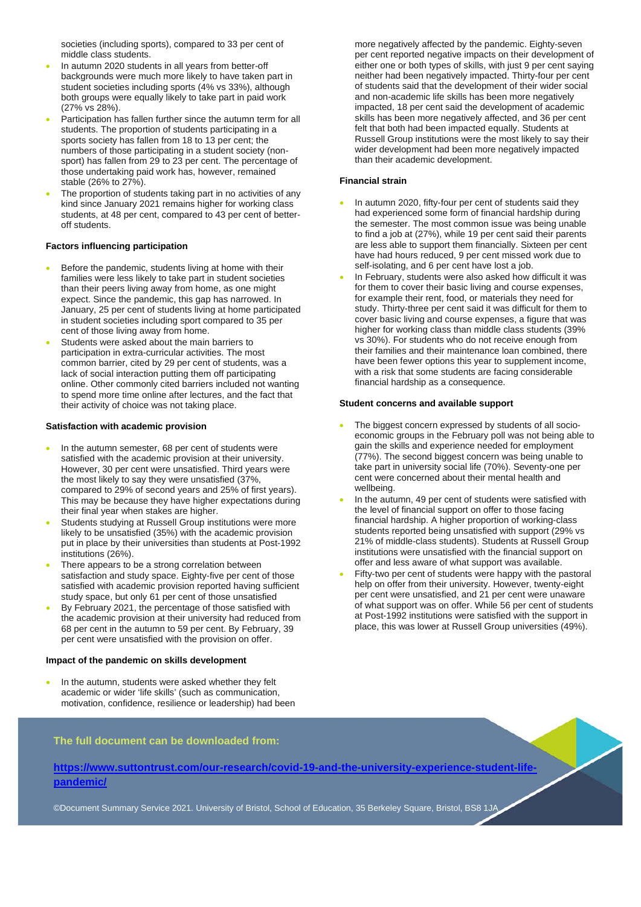societies (including sports), compared to 33 per cent of middle class students.

- In autumn 2020 students in all years from better-off backgrounds were much more likely to have taken part in student societies including sports (4% vs 33%), although both groups were equally likely to take part in paid work (27% vs 28%).
- Participation has fallen further since the autumn term for all students. The proportion of students participating in a sports society has fallen from 18 to 13 per cent; the numbers of those participating in a student society (non-sport) has fallen from 29 to 23 per cent. The percentage of those undertaking paid work has, however, remained stable (26% to 27%).
- The proportion of students taking part in no activities of any kind since January 2021 remains higher for working class students, at 48 per cent, compared to 43 per cent of better-off students.

**Factors influencing participation**

- Before the pandemic, students living at home with their families were less likely to take part in student societies than their peers living away from home, as one might expect. Since the pandemic, this gap has narrowed. In January, 25 per cent of students living at home participated in student societies including sport compared to 35 per cent of those living away from home.
- Students were asked about the main barriers to participation in extra-curricular activities. The most common barrier, cited by 29 per cent of students, was a lack of social interaction putting them off participating online. Other commonly cited barriers included not wanting to spend more time online after lectures, and the fact that their activity of choice was not taking place.

**Satisfaction with academic provision**

- In the autumn semester, 68 per cent of students were satisfied with the academic provision at their university. However, 30 per cent were unsatisfied. Third years were the most likely to say they were unsatisfied (37%, compared to 29% of second years and 25% of first years). This may be because they have higher expectations during their final year when stakes are higher.
- Students studying at Russell Group institutions were more likely to be unsatisfied (35%) with the academic provision put in place by their universities than students at Post-1992 institutions (26%).
- There appears to be a strong correlation between satisfaction and study space. Eighty-five per cent of those satisfied with academic provision reported having sufficient study space, but only 61 per cent of those unsatisfied
- By February 2021, the percentage of those satisfied with the academic provision at their university had reduced from 68 per cent in the autumn to 59 per cent. By February, 39 per cent were unsatisfied with the provision on offer.

**Impact of the pandemic on skills development**

- In the autumn, students were asked whether they felt academic or wider 'life skills' (such as communication, motivation, confidence, resilience or leadership) had been more negatively affected by the pandemic. Eighty-seven per cent reported negative impacts on their development of either one or both types of skills, with just 9 per cent saying neither had been negatively impacted. Thirty-four per cent of students said that the development of their wider social and non-academic life skills has been more negatively impacted, 18 per cent said the development of academic skills has been more negatively affected, and 36 per cent felt that both had been impacted equally. Students at Russell Group institutions were the most likely to say their wider development had been more negatively impacted than their academic development.

**Financial strain**

- In autumn 2020, fifty-four per cent of students said they had experienced some form of financial hardship during the semester. The most common issue was being unable to find a job at (27%), while 19 per cent said their parents are less able to support them financially. Sixteen per cent have had hours reduced, 9 per cent missed work due to self-isolating, and 6 per cent have lost a job.
- In February, students were also asked how difficult it was for them to cover their basic living and course expenses, for example their rent, food, or materials they need for study. Thirty-three per cent said it was difficult for them to cover basic living and course expenses, a figure that was higher for working class than middle class students (39% vs 30%). For students who do not receive enough from their families and their maintenance loan combined, there have been fewer options this year to supplement income, with a risk that some students are facing considerable financial hardship as a consequence.

**Student concerns and available support**

- The biggest concern expressed by students of all socio-economic groups in the February poll was not being able to gain the skills and experience needed for employment (77%). The second biggest concern was being unable to take part in university social life (70%). Seventy-one per cent were concerned about their mental health and wellbeing.
- In the autumn, 49 per cent of students were satisfied with the level of financial support on offer to those facing financial hardship. A higher proportion of working-class students reported being unsatisfied with support (29% vs 21% of middle-class students). Students at Russell Group institutions were unsatisfied with the financial support on offer and less aware of what support was available.
- Fifty-two per cent of students were happy with the pastoral help on offer from their university. However, twenty-eight per cent were unsatisfied, and 21 per cent were unaware of what support was on offer. While 56 per cent of students at Post-1992 institutions were satisfied with the support in place, this was lower at Russell Group universities (49%).

**The full document can be downloaded from:**

https://www.suttontrust.com/our-research/covid-19-and-the-university-experience-student-life-pandemic/

©Document Summary Service 2021. University of Bristol, School of Education, 35 Berkeley Square, Bristol, BS8 1JA